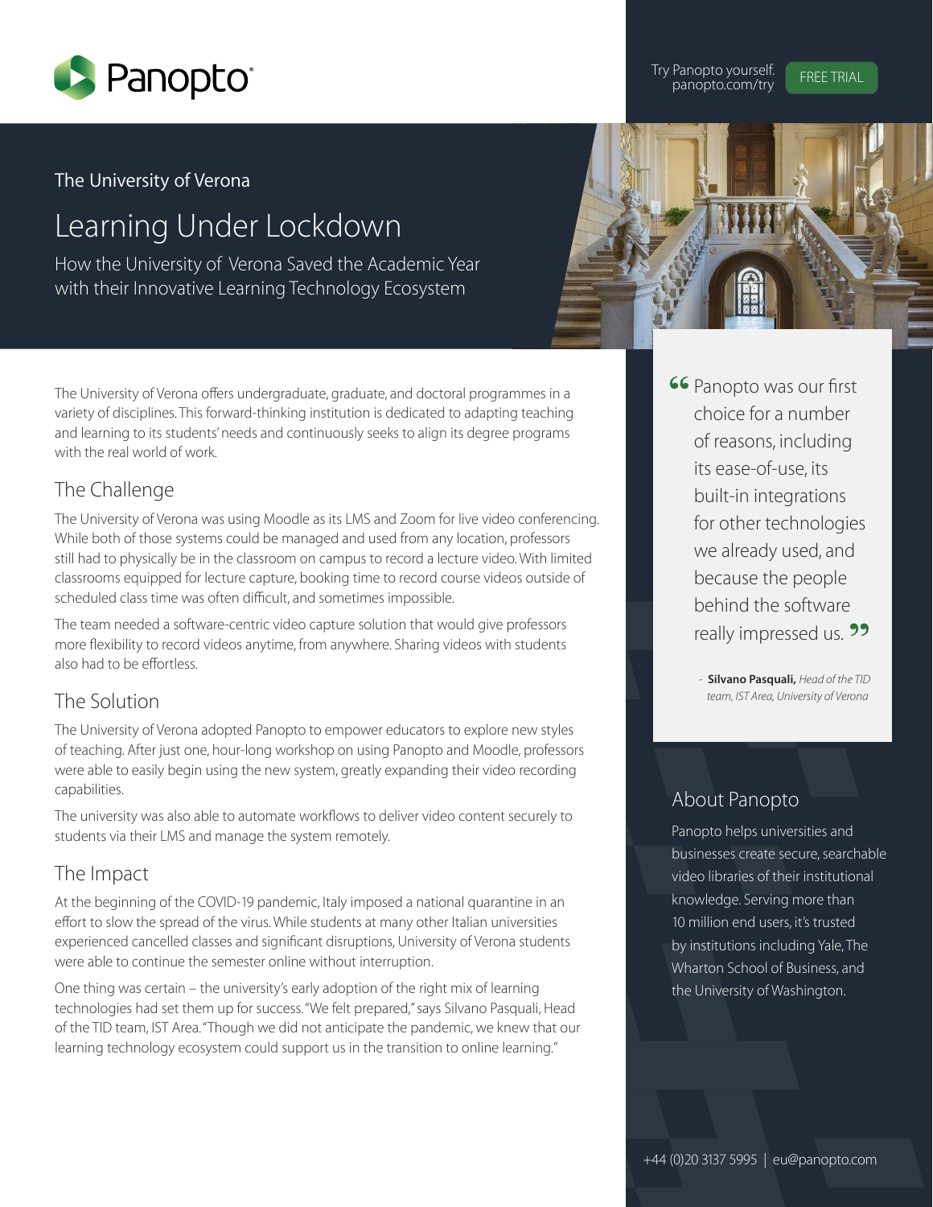Try Panopto yourself. panopto.com/try FREE TRIAL

The University of Verona

# Learning Under Lockdown

How the University of Verona Saved the Academic Year with their Innovative Learning Technology Ecosystem

The University of Verona offers undergraduate, graduate, and doctoral programmes in a variety of disciplines. This forward-thinking institution is dedicated to adapting teaching and learning to its students' needs and continuously seeks to align its degree programs with the real world of work.

## The Challenge

The University of Verona was using Moodle as its LMS and Zoom for live video conferencing. While both of those systems could be managed and used from any location, professors still had to physically be in the classroom on campus to record a lecture video. With limited classrooms equipped for lecture capture, booking time to record course videos outside of scheduled class time was often difficult, and sometimes impossible.

The team needed a software-centric video capture solution that would give professors more flexibility to record videos anytime, from anywhere. Sharing videos with students also had to be effortless.

## The Solution

The University of Verona adopted Panopto to empower educators to explore new styles of teaching. After just one, hour-long workshop on using Panopto and Moodle, professors were able to easily begin using the new system, greatly expanding their video recording capabilities.

The university was also able to automate workflows to deliver video content securely to students via their LMS and manage the system remotely.

## The Impact

At the beginning of the COVID-19 pandemic, Italy imposed a national quarantine in an effort to slow the spread of the virus. While students at many other Italian universities experienced cancelled classes and significant disruptions, University of Verona students were able to continue the semester online without interruption.

One thing was certain – the university's early adoption of the right mix of learning technologies had set them up for success. "We felt prepared," says Silvano Pasquali, Head of the TID team, IST Area. "Though we did not anticipate the pandemic, we knew that our learning technology ecosystem could support us in the transition to online learning."

> "Panopto was our first choice for a number of reasons, including its ease-of-use, its built-in integrations for other technologies we already used, and because the people behind the software really impressed us."
>
> \- **Silvano Pasquali,** *Head of the TID team, IST Area, University of Verona*

## About Panopto

Panopto helps universities and businesses create secure, searchable video libraries of their institutional knowledge. Serving more than 10 million end users, it's trusted by institutions including Yale, The Wharton School of Business, and the University of Washington.

+44 (0)20 3137 5995 | eu@panopto.com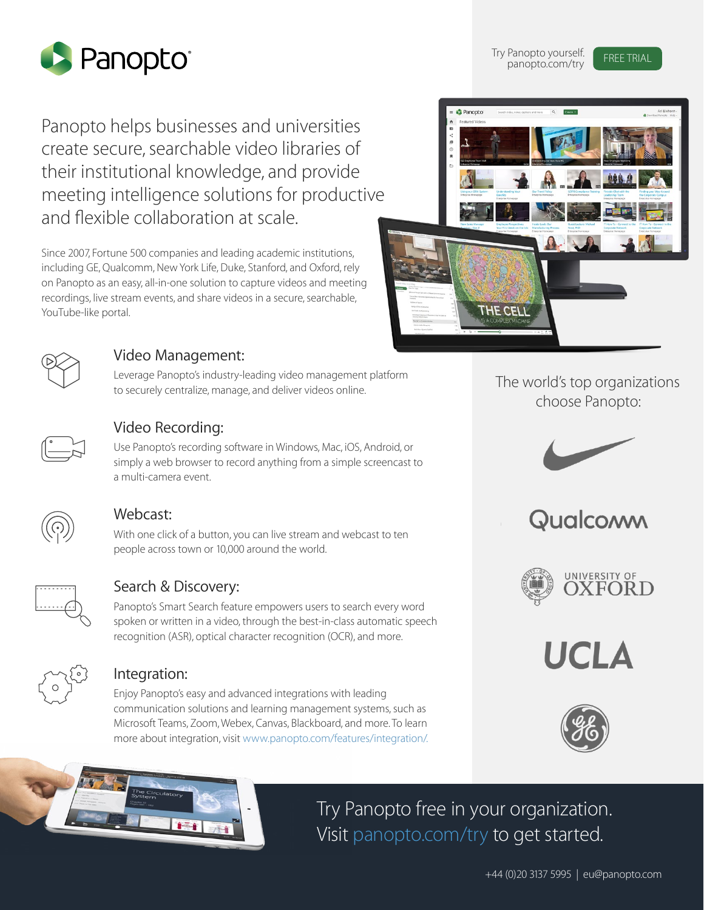# Panopto

Try Panopto yourself.
panopto.com/try

FREE TRIAL

## Panopto helps businesses and universities create secure, searchable video libraries of their institutional knowledge, and provide meeting intelligence solutions for productive and flexible collaboration at scale.

Since 2007, Fortune 500 companies and leading academic institutions, including GE, Qualcomm, New York Life, Duke, Stanford, and Oxford, rely on Panopto as an easy, all-in-one solution to capture videos and meeting recordings, live stream events, and share videos in a secure, searchable, YouTube-like portal.

### Video Management:

Leverage Panopto's industry-leading video management platform to securely centralize, manage, and deliver videos online.

### Video Recording:

Use Panopto's recording software in Windows, Mac, iOS, Android, or simply a web browser to record anything from a simple screencast to a multi-camera event.

### Webcast:

With one click of a button, you can live stream and webcast to ten people across town or 10,000 around the world.

### Search & Discovery:

Panopto's Smart Search feature empowers users to search every word spoken or written in a video, through the best-in-class automatic speech recognition (ASR), optical character recognition (OCR), and more.

### Integration:

Enjoy Panopto's easy and advanced integrations with leading communication solutions and learning management systems, such as Microsoft Teams, Zoom, Webex, Canvas, Blackboard, and more. To learn more about integration, visit www.panopto.com/features/integration/.

The world's top organizations choose Panopto:

Qualcomm

University of Oxford

UCLA

Try Panopto free in your organization.
Visit panopto.com/try to get started.

+44 (0)20 3137 5995 | eu@panopto.com